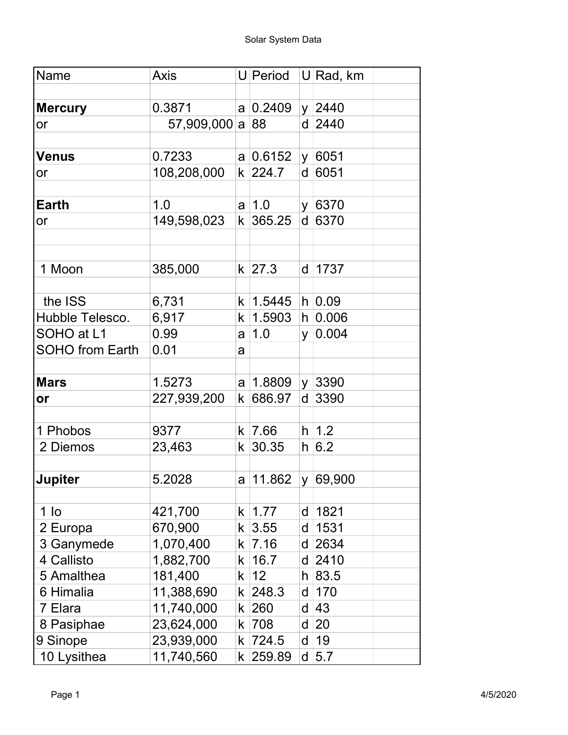# Solar System Data

| Name | Axis | U | Period | U | Rad, km |
|---|---|---|---|---|---|
| | | | | | |
| **Mercury** | 0.3871 | a | 0.2409 | y | 2440 |
| or | 57,909,000 | a | 88 | d | 2440 |
| | | | | | |
| **Venus** | 0.7233 | a | 0.6152 | y | 6051 |
| or | 108,208,000 | k | 224.7 | d | 6051 |
| | | | | | |
| **Earth** | 1.0 | a | 1.0 | y | 6370 |
| or | 149,598,023 | k | 365.25 | d | 6370 |
| | | | | | |
| | | | | | |
| 1 Moon | 385,000 | k | 27.3 | d | 1737 |
| | | | | | |
| the ISS | 6,731 | k | 1.5445 | h | 0.09 |
| Hubble Telesco. | 6,917 | k | 1.5903 | h | 0.006 |
| SOHO at L1 | 0.99 | a | 1.0 | y | 0.004 |
| SOHO from Earth | 0.01 | a | | | |
| | | | | | |
| **Mars** | 1.5273 | a | 1.8809 | y | 3390 |
| **or** | 227,939,200 | k | 686.97 | d | 3390 |
| | | | | | |
| 1 Phobos | 9377 | k | 7.66 | h | 1.2 |
| 2 Diemos | 23,463 | k | 30.35 | h | 6.2 |
| | | | | | |
| **Jupiter** | 5.2028 | a | 11.862 | y | 69,900 |
| | | | | | |
| 1 Io | 421,700 | k | 1.77 | d | 1821 |
| 2 Europa | 670,900 | k | 3.55 | d | 1531 |
| 3 Ganymede | 1,070,400 | k | 7.16 | d | 2634 |
| 4 Callisto | 1,882,700 | k | 16.7 | d | 2410 |
| 5 Amalthea | 181,400 | k | 12 | h | 83.5 |
| 6 Himalia | 11,388,690 | k | 248.3 | d | 170 |
| 7 Elara | 11,740,000 | k | 260 | d | 43 |
| 8 Pasiphae | 23,624,000 | k | 708 | d | 20 |
| 9 Sinope | 23,939,000 | k | 724.5 | d | 19 |
| 10 Lysithea | 11,740,560 | k | 259.89 | d | 5.7 |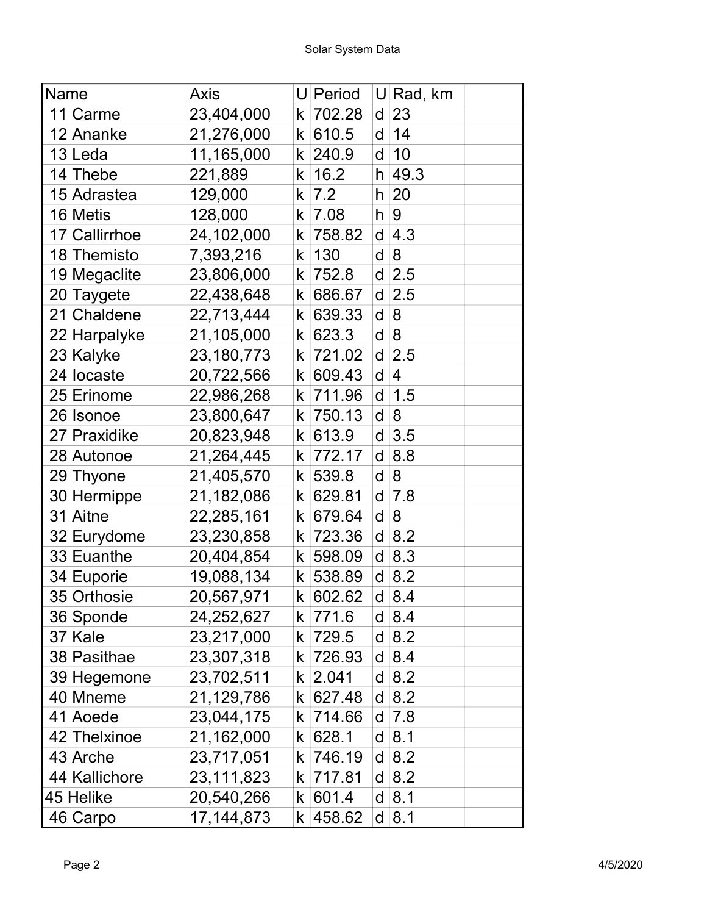| Name | Axis | U | Period | U | Rad, km | |
|---|---|---|---|---|---|---|
| 11 Carme | 23,404,000 | k | 702.28 | d | 23 | |
| 12 Ananke | 21,276,000 | k | 610.5 | d | 14 | |
| 13 Leda | 11,165,000 | k | 240.9 | d | 10 | |
| 14 Thebe | 221,889 | k | 16.2 | h | 49.3 | |
| 15 Adrastea | 129,000 | k | 7.2 | h | 20 | |
| 16 Metis | 128,000 | k | 7.08 | h | 9 | |
| 17 Callirrhoe | 24,102,000 | k | 758.82 | d | 4.3 | |
| 18 Themisto | 7,393,216 | k | 130 | d | 8 | |
| 19 Megaclite | 23,806,000 | k | 752.8 | d | 2.5 | |
| 20 Taygete | 22,438,648 | k | 686.67 | d | 2.5 | |
| 21 Chaldene | 22,713,444 | k | 639.33 | d | 8 | |
| 22 Harpalyke | 21,105,000 | k | 623.3 | d | 8 | |
| 23 Kalyke | 23,180,773 | k | 721.02 | d | 2.5 | |
| 24 Iocaste | 20,722,566 | k | 609.43 | d | 4 | |
| 25 Erinome | 22,986,268 | k | 711.96 | d | 1.5 | |
| 26 Isonoe | 23,800,647 | k | 750.13 | d | 8 | |
| 27 Praxidike | 20,823,948 | k | 613.9 | d | 3.5 | |
| 28 Autonoe | 21,264,445 | k | 772.17 | d | 8.8 | |
| 29 Thyone | 21,405,570 | k | 539.8 | d | 8 | |
| 30 Hermippe | 21,182,086 | k | 629.81 | d | 7.8 | |
| 31 Aitne | 22,285,161 | k | 679.64 | d | 8 | |
| 32 Eurydome | 23,230,858 | k | 723.36 | d | 8.2 | |
| 33 Euanthe | 20,404,854 | k | 598.09 | d | 8.3 | |
| 34 Euporie | 19,088,134 | k | 538.89 | d | 8.2 | |
| 35 Orthosie | 20,567,971 | k | 602.62 | d | 8.4 | |
| 36 Sponde | 24,252,627 | k | 771.6 | d | 8.4 | |
| 37 Kale | 23,217,000 | k | 729.5 | d | 8.2 | |
| 38 Pasithae | 23,307,318 | k | 726.93 | d | 8.4 | |
| 39 Hegemone | 23,702,511 | k | 2.041 | d | 8.2 | |
| 40 Mneme | 21,129,786 | k | 627.48 | d | 8.2 | |
| 41 Aoede | 23,044,175 | k | 714.66 | d | 7.8 | |
| 42 Thelxinoe | 21,162,000 | k | 628.1 | d | 8.1 | |
| 43 Arche | 23,717,051 | k | 746.19 | d | 8.2 | |
| 44 Kallichore | 23,111,823 | k | 717.81 | d | 8.2 | |
| 45 Helike | 20,540,266 | k | 601.4 | d | 8.1 | |
| 46 Carpo | 17,144,873 | k | 458.62 | d | 8.1 | |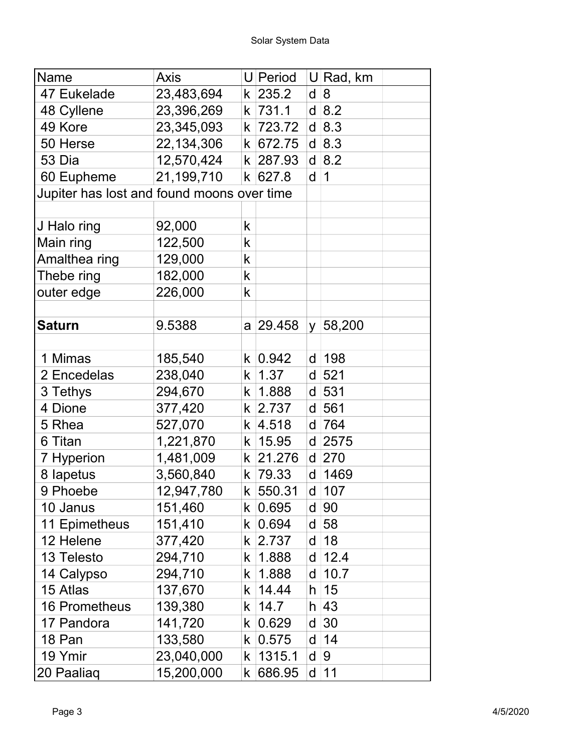# Solar System Data

| Name | Axis | U | Period | U | Rad, km | |
|---|---|---|---|---|---|---|
| 47 Eukelade | 23,483,694 | k | 235.2 | d | 8 | |
| 48 Cyllene | 23,396,269 | k | 731.1 | d | 8.2 | |
| 49 Kore | 23,345,093 | k | 723.72 | d | 8.3 | |
| 50 Herse | 22,134,306 | k | 672.75 | d | 8.3 | |
| 53 Dia | 12,570,424 | k | 287.93 | d | 8.2 | |
| 60 Eupheme | 21,199,710 | k | 627.8 | d | 1 | |
| Jupiter has lost and found moons over time | | | | | | |
| | | | | | | |
| J Halo ring | 92,000 | k | | | | |
| Main ring | 122,500 | k | | | | |
| Amalthea ring | 129,000 | k | | | | |
| Thebe ring | 182,000 | k | | | | |
| outer edge | 226,000 | k | | | | |
| | | | | | | |
| **Saturn** | 9.5388 | a | 29.458 | y | 58,200 | |
| | | | | | | |
| 1 Mimas | 185,540 | k | 0.942 | d | 198 | |
| 2 Encedelas | 238,040 | k | 1.37 | d | 521 | |
| 3 Tethys | 294,670 | k | 1.888 | d | 531 | |
| 4 Dione | 377,420 | k | 2.737 | d | 561 | |
| 5 Rhea | 527,070 | k | 4.518 | d | 764 | |
| 6 Titan | 1,221,870 | k | 15.95 | d | 2575 | |
| 7 Hyperion | 1,481,009 | k | 21.276 | d | 270 | |
| 8 Iapetus | 3,560,840 | k | 79.33 | d | 1469 | |
| 9 Phoebe | 12,947,780 | k | 550.31 | d | 107 | |
| 10 Janus | 151,460 | k | 0.695 | d | 90 | |
| 11 Epimetheus | 151,410 | k | 0.694 | d | 58 | |
| 12 Helene | 377,420 | k | 2.737 | d | 18 | |
| 13 Telesto | 294,710 | k | 1.888 | d | 12.4 | |
| 14 Calypso | 294,710 | k | 1.888 | d | 10.7 | |
| 15 Atlas | 137,670 | k | 14.44 | h | 15 | |
| 16 Prometheus | 139,380 | k | 14.7 | h | 43 | |
| 17 Pandora | 141,720 | k | 0.629 | d | 30 | |
| 18 Pan | 133,580 | k | 0.575 | d | 14 | |
| 19 Ymir | 23,040,000 | k | 1315.1 | d | 9 | |
| 20 Paaliaq | 15,200,000 | k | 686.95 | d | 11 | |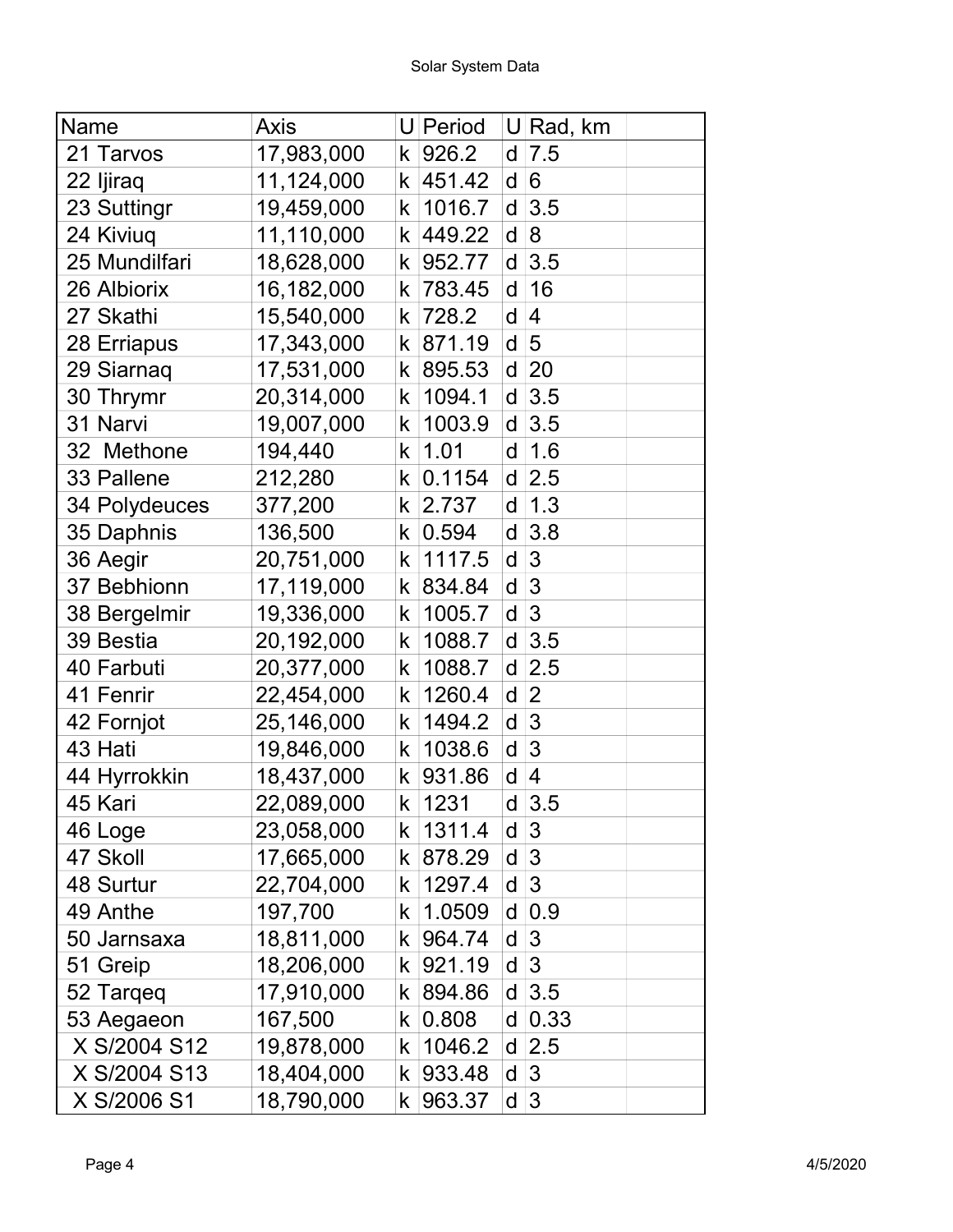| Name | Axis | U | Period | U | Rad, km | |
|---|---|---|---|---|---|---|
| 21 Tarvos | 17,983,000 | k | 926.2 | d | 7.5 | |
| 22 Ijiraq | 11,124,000 | k | 451.42 | d | 6 | |
| 23 Suttingr | 19,459,000 | k | 1016.7 | d | 3.5 | |
| 24 Kiviuq | 11,110,000 | k | 449.22 | d | 8 | |
| 25 Mundilfari | 18,628,000 | k | 952.77 | d | 3.5 | |
| 26 Albiorix | 16,182,000 | k | 783.45 | d | 16 | |
| 27 Skathi | 15,540,000 | k | 728.2 | d | 4 | |
| 28 Erriapus | 17,343,000 | k | 871.19 | d | 5 | |
| 29 Siarnaq | 17,531,000 | k | 895.53 | d | 20 | |
| 30 Thrymr | 20,314,000 | k | 1094.1 | d | 3.5 | |
| 31 Narvi | 19,007,000 | k | 1003.9 | d | 3.5 | |
| 32 Methone | 194,440 | k | 1.01 | d | 1.6 | |
| 33 Pallene | 212,280 | k | 0.1154 | d | 2.5 | |
| 34 Polydeuces | 377,200 | k | 2.737 | d | 1.3 | |
| 35 Daphnis | 136,500 | k | 0.594 | d | 3.8 | |
| 36 Aegir | 20,751,000 | k | 1117.5 | d | 3 | |
| 37 Bebhionn | 17,119,000 | k | 834.84 | d | 3 | |
| 38 Bergelmir | 19,336,000 | k | 1005.7 | d | 3 | |
| 39 Bestia | 20,192,000 | k | 1088.7 | d | 3.5 | |
| 40 Farbuti | 20,377,000 | k | 1088.7 | d | 2.5 | |
| 41 Fenrir | 22,454,000 | k | 1260.4 | d | 2 | |
| 42 Fornjot | 25,146,000 | k | 1494.2 | d | 3 | |
| 43 Hati | 19,846,000 | k | 1038.6 | d | 3 | |
| 44 Hyrrokkin | 18,437,000 | k | 931.86 | d | 4 | |
| 45 Kari | 22,089,000 | k | 1231 | d | 3.5 | |
| 46 Loge | 23,058,000 | k | 1311.4 | d | 3 | |
| 47 Skoll | 17,665,000 | k | 878.29 | d | 3 | |
| 48 Surtur | 22,704,000 | k | 1297.4 | d | 3 | |
| 49 Anthe | 197,700 | k | 1.0509 | d | 0.9 | |
| 50 Jarnsaxa | 18,811,000 | k | 964.74 | d | 3 | |
| 51 Greip | 18,206,000 | k | 921.19 | d | 3 | |
| 52 Tarqeq | 17,910,000 | k | 894.86 | d | 3.5 | |
| 53 Aegaeon | 167,500 | k | 0.808 | d | 0.33 | |
| X S/2004 S12 | 19,878,000 | k | 1046.2 | d | 2.5 | |
| X S/2004 S13 | 18,404,000 | k | 933.48 | d | 3 | |
| X S/2006 S1 | 18,790,000 | k | 963.37 | d | 3 | |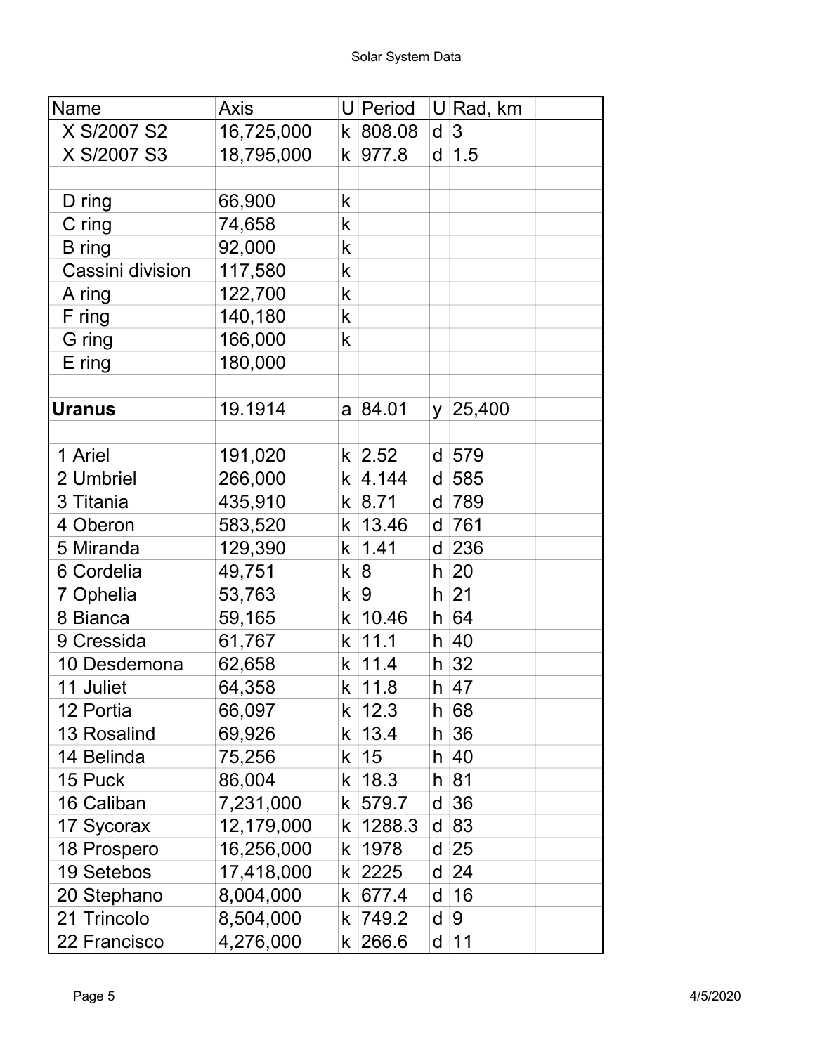Solar System Data

| Name | Axis | U | Period | U | Rad, km | |
|---|---|---|---|---|---|---|
| X S/2007 S2 | 16,725,000 | k | 808.08 | d | 3 | |
| X S/2007 S3 | 18,795,000 | k | 977.8 | d | 1.5 | |
| | | | | | | |
| D ring | 66,900 | k | | | | |
| C ring | 74,658 | k | | | | |
| B ring | 92,000 | k | | | | |
| Cassini division | 117,580 | k | | | | |
| A ring | 122,700 | k | | | | |
| F ring | 140,180 | k | | | | |
| G ring | 166,000 | k | | | | |
| E ring | 180,000 | | | | | |
| | | | | | | |
| **Uranus** | 19.1914 | a | 84.01 | y | 25,400 | |
| | | | | | | |
| 1 Ariel | 191,020 | k | 2.52 | d | 579 | |
| 2 Umbriel | 266,000 | k | 4.144 | d | 585 | |
| 3 Titania | 435,910 | k | 8.71 | d | 789 | |
| 4 Oberon | 583,520 | k | 13.46 | d | 761 | |
| 5 Miranda | 129,390 | k | 1.41 | d | 236 | |
| 6 Cordelia | 49,751 | k | 8 | h | 20 | |
| 7 Ophelia | 53,763 | k | 9 | h | 21 | |
| 8 Bianca | 59,165 | k | 10.46 | h | 64 | |
| 9 Cressida | 61,767 | k | 11.1 | h | 40 | |
| 10 Desdemona | 62,658 | k | 11.4 | h | 32 | |
| 11 Juliet | 64,358 | k | 11.8 | h | 47 | |
| 12 Portia | 66,097 | k | 12.3 | h | 68 | |
| 13 Rosalind | 69,926 | k | 13.4 | h | 36 | |
| 14 Belinda | 75,256 | k | 15 | h | 40 | |
| 15 Puck | 86,004 | k | 18.3 | h | 81 | |
| 16 Caliban | 7,231,000 | k | 579.7 | d | 36 | |
| 17 Sycorax | 12,179,000 | k | 1288.3 | d | 83 | |
| 18 Prospero | 16,256,000 | k | 1978 | d | 25 | |
| 19 Setebos | 17,418,000 | k | 2225 | d | 24 | |
| 20 Stephano | 8,004,000 | k | 677.4 | d | 16 | |
| 21 Trincolo | 8,504,000 | k | 749.2 | d | 9 | |
| 22 Francisco | 4,276,000 | k | 266.6 | d | 11 | |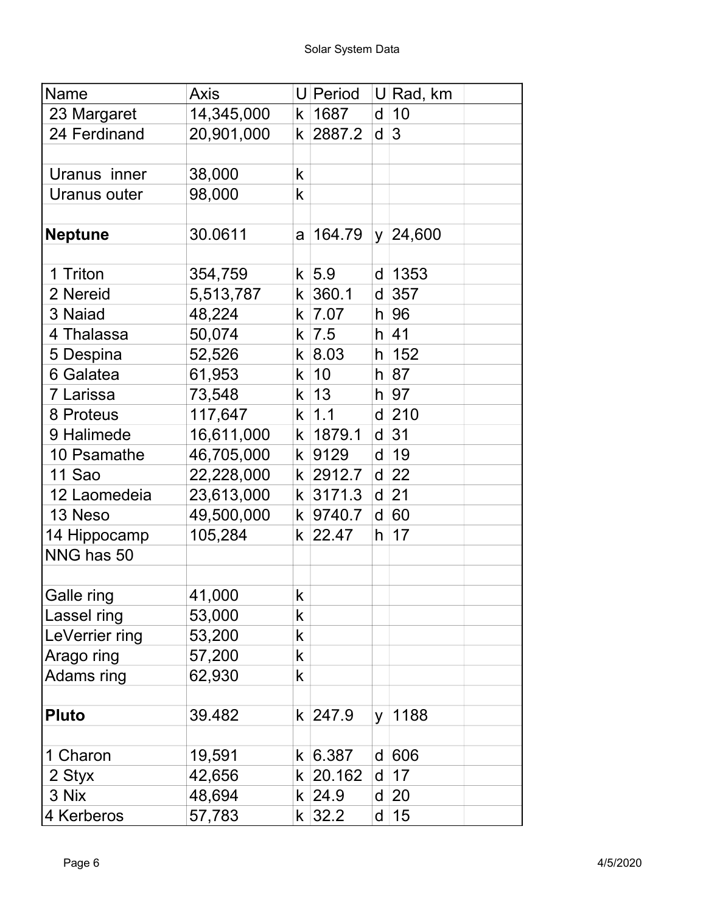| Name | Axis | U | Period | U | Rad, km | |
|---|---|---|---|---|---|---|
| 23 Margaret | 14,345,000 | k | 1687 | d | 10 | |
| 24 Ferdinand | 20,901,000 | k | 2887.2 | d | 3 | |
| | | | | | | |
| Uranus inner | 38,000 | k | | | | |
| Uranus outer | 98,000 | k | | | | |
| | | | | | | |
| **Neptune** | 30.0611 | a | 164.79 | y | 24,600 | |
| | | | | | | |
| 1 Triton | 354,759 | k | 5.9 | d | 1353 | |
| 2 Nereid | 5,513,787 | k | 360.1 | d | 357 | |
| 3 Naiad | 48,224 | k | 7.07 | h | 96 | |
| 4 Thalassa | 50,074 | k | 7.5 | h | 41 | |
| 5 Despina | 52,526 | k | 8.03 | h | 152 | |
| 6 Galatea | 61,953 | k | 10 | h | 87 | |
| 7 Larissa | 73,548 | k | 13 | h | 97 | |
| 8 Proteus | 117,647 | k | 1.1 | d | 210 | |
| 9 Halimede | 16,611,000 | k | 1879.1 | d | 31 | |
| 10 Psamathe | 46,705,000 | k | 9129 | d | 19 | |
| 11 Sao | 22,228,000 | k | 2912.7 | d | 22 | |
| 12 Laomedeia | 23,613,000 | k | 3171.3 | d | 21 | |
| 13 Neso | 49,500,000 | k | 9740.7 | d | 60 | |
| 14 Hippocamp | 105,284 | k | 22.47 | h | 17 | |
| NNG has 50 | | | | | | |
| | | | | | | |
| Galle ring | 41,000 | k | | | | |
| Lassel ring | 53,000 | k | | | | |
| LeVerrier ring | 53,200 | k | | | | |
| Arago ring | 57,200 | k | | | | |
| Adams ring | 62,930 | k | | | | |
| | | | | | | |
| **Pluto** | 39.482 | k | 247.9 | y | 1188 | |
| | | | | | | |
| 1 Charon | 19,591 | k | 6.387 | d | 606 | |
| 2 Styx | 42,656 | k | 20.162 | d | 17 | |
| 3 Nix | 48,694 | k | 24.9 | d | 20 | |
| 4 Kerberos | 57,783 | k | 32.2 | d | 15 | |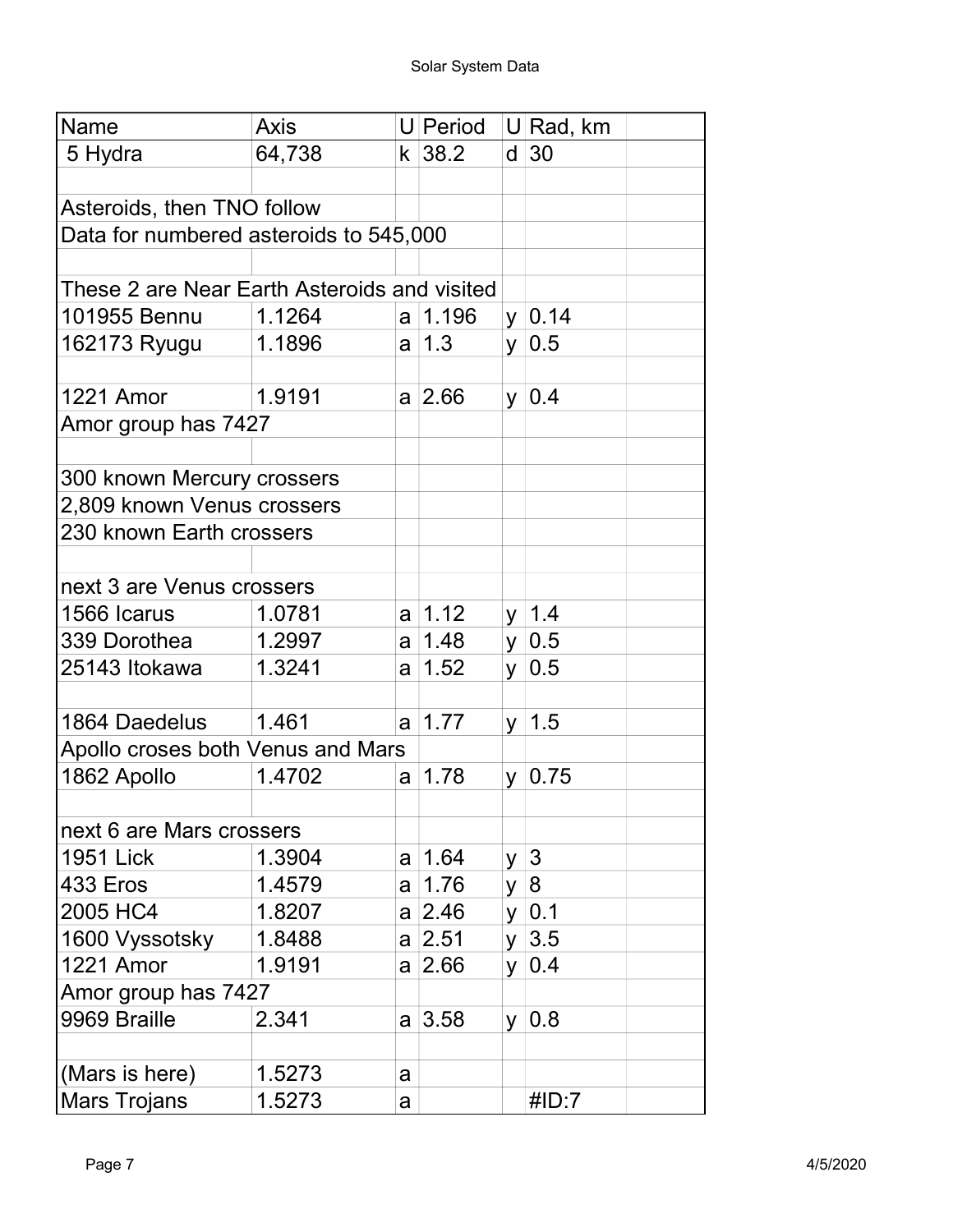| Name | Axis | U | Period | U | Rad, km | |
|---|---|---|---|---|---|---|
| 5 Hydra | 64,738 | k | 38.2 | d | 30 | |
| | | | | | | |
| Asteroids, then TNO follow | | | | | | |
| Data for numbered asteroids to 545,000 | | | | | | |
| | | | | | | |
| These 2 are Near Earth Asteroids and visited | | | | | | |
| 101955 Bennu | 1.1264 | a | 1.196 | y | 0.14 | |
| 162173 Ryugu | 1.1896 | a | 1.3 | y | 0.5 | |
| | | | | | | |
| 1221 Amor | 1.9191 | a | 2.66 | y | 0.4 | |
| Amor group has 7427 | | | | | | |
| | | | | | | |
| 300 known Mercury crossers | | | | | | |
| 2,809 known Venus crossers | | | | | | |
| 230 known Earth crossers | | | | | | |
| | | | | | | |
| next 3 are Venus crossers | | | | | | |
| 1566 Icarus | 1.0781 | a | 1.12 | y | 1.4 | |
| 339 Dorothea | 1.2997 | a | 1.48 | y | 0.5 | |
| 25143 Itokawa | 1.3241 | a | 1.52 | y | 0.5 | |
| | | | | | | |
| 1864 Daedelus | 1.461 | a | 1.77 | y | 1.5 | |
| Apollo croses both Venus and Mars | | | | | | |
| 1862 Apollo | 1.4702 | a | 1.78 | y | 0.75 | |
| | | | | | | |
| next 6 are Mars crossers | | | | | | |
| 1951 Lick | 1.3904 | a | 1.64 | y | 3 | |
| 433 Eros | 1.4579 | a | 1.76 | y | 8 | |
| 2005 HC4 | 1.8207 | a | 2.46 | y | 0.1 | |
| 1600 Vyssotsky | 1.8488 | a | 2.51 | y | 3.5 | |
| 1221 Amor | 1.9191 | a | 2.66 | y | 0.4 | |
| Amor group has 7427 | | | | | | |
| 9969 Braille | 2.341 | a | 3.58 | y | 0.8 | |
| | | | | | | |
| (Mars is here) | 1.5273 | a | | | | |
| Mars Trojans | 1.5273 | a | | | #ID:7 | |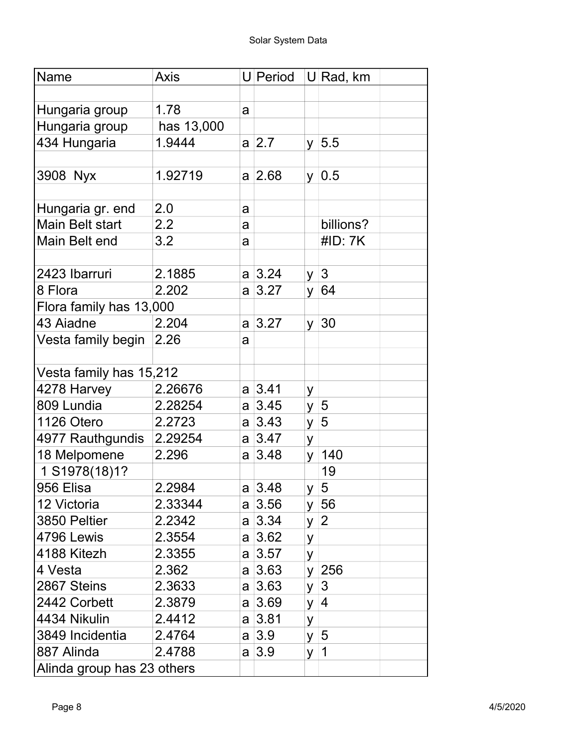| Name | Axis | U | Period | U | Rad, km | |
|---|---|---|---|---|---|---|
| | | | | | | |
| Hungaria group | 1.78 | a | | | | |
| Hungaria group | has 13,000 | | | | | |
| 434 Hungaria | 1.9444 | a | 2.7 | y | 5.5 | |
| | | | | | | |
| 3908 Nyx | 1.92719 | a | 2.68 | y | 0.5 | |
| | | | | | | |
| Hungaria gr. end | 2.0 | a | | | | |
| Main Belt start | 2.2 | a | | | billions? | |
| Main Belt end | 3.2 | a | | | #ID: 7K | |
| | | | | | | |
| 2423 Ibarruri | 2.1885 | a | 3.24 | y | 3 | |
| 8 Flora | 2.202 | a | 3.27 | y | 64 | |
| Flora family has 13,000 | | | | | | |
| 43 Aiadne | 2.204 | a | 3.27 | y | 30 | |
| Vesta family begin | 2.26 | a | | | | |
| | | | | | | |
| Vesta family has 15,212 | | | | | | |
| 4278 Harvey | 2.26676 | a | 3.41 | y | | |
| 809 Lundia | 2.28254 | a | 3.45 | y | 5 | |
| 1126 Otero | 2.2723 | a | 3.43 | y | 5 | |
| 4977 Rauthgundis | 2.29254 | a | 3.47 | y | | |
| 18 Melpomene | 2.296 | a | 3.48 | y | 140 | |
| 1 S1978(18)1? | | | | | 19 | |
| 956 Elisa | 2.2984 | a | 3.48 | y | 5 | |
| 12 Victoria | 2.33344 | a | 3.56 | y | 56 | |
| 3850 Peltier | 2.2342 | a | 3.34 | y | 2 | |
| 4796 Lewis | 2.3554 | a | 3.62 | y | | |
| 4188 Kitezh | 2.3355 | a | 3.57 | y | | |
| 4 Vesta | 2.362 | a | 3.63 | y | 256 | |
| 2867 Steins | 2.3633 | a | 3.63 | y | 3 | |
| 2442 Corbett | 2.3879 | a | 3.69 | y | 4 | |
| 4434 Nikulin | 2.4412 | a | 3.81 | y | | |
| 3849 Incidentia | 2.4764 | a | 3.9 | y | 5 | |
| 887 Alinda | 2.4788 | a | 3.9 | y | 1 | |
| Alinda group has 23 others | | | | | | |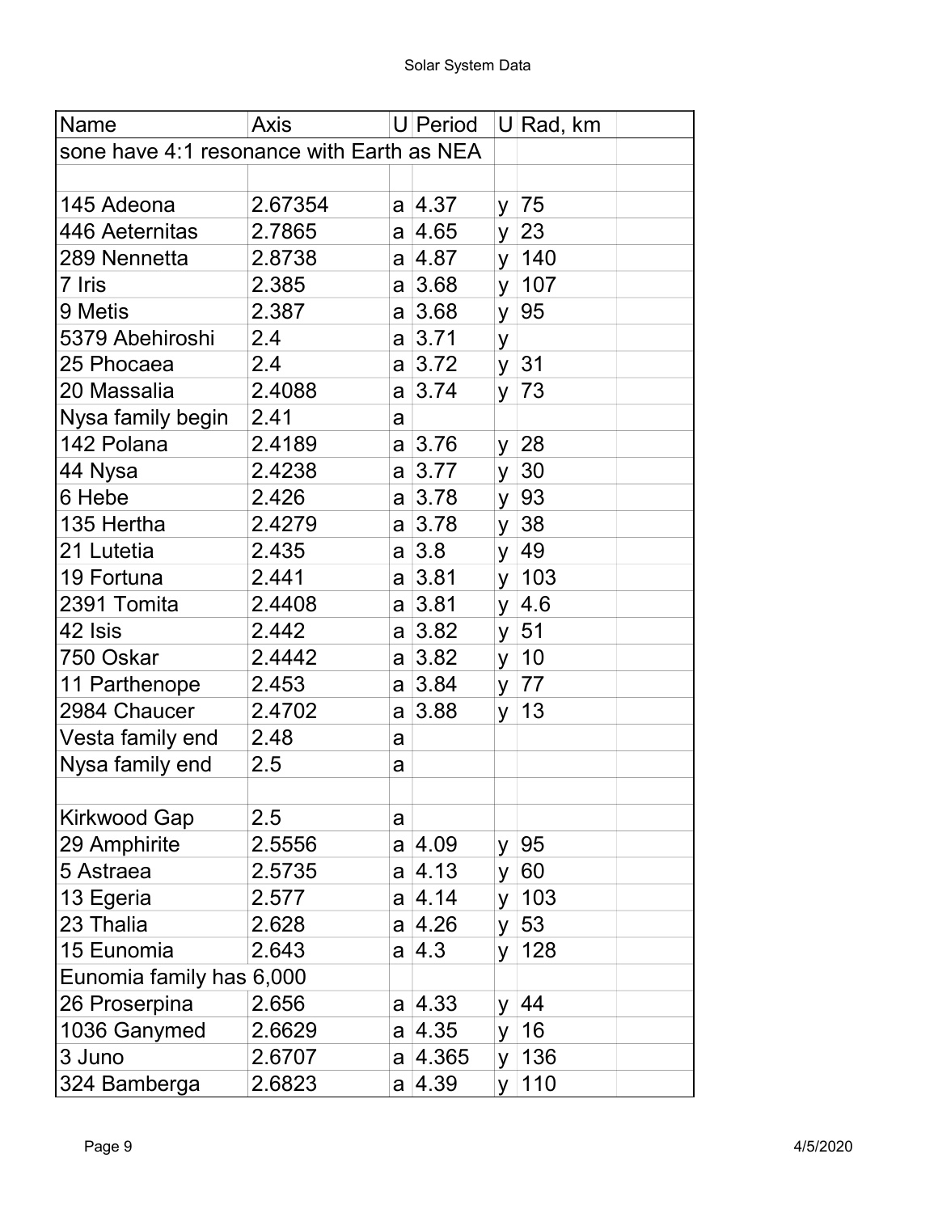| Name | Axis | U | Period | U | Rad, km | |
|---|---|---|---|---|---|---|
| sone have 4:1 resonance with Earth as NEA | | | | | | |
| | | | | | | |
| 145 Adeona | 2.67354 | a | 4.37 | y | 75 | |
| 446 Aeternitas | 2.7865 | a | 4.65 | y | 23 | |
| 289 Nennetta | 2.8738 | a | 4.87 | y | 140 | |
| 7 Iris | 2.385 | a | 3.68 | y | 107 | |
| 9 Metis | 2.387 | a | 3.68 | y | 95 | |
| 5379 Abehiroshi | 2.4 | a | 3.71 | y | | |
| 25 Phocaea | 2.4 | a | 3.72 | y | 31 | |
| 20 Massalia | 2.4088 | a | 3.74 | y | 73 | |
| Nysa family begin | 2.41 | a | | | | |
| 142 Polana | 2.4189 | a | 3.76 | y | 28 | |
| 44 Nysa | 2.4238 | a | 3.77 | y | 30 | |
| 6 Hebe | 2.426 | a | 3.78 | y | 93 | |
| 135 Hertha | 2.4279 | a | 3.78 | y | 38 | |
| 21 Lutetia | 2.435 | a | 3.8 | y | 49 | |
| 19 Fortuna | 2.441 | a | 3.81 | y | 103 | |
| 2391 Tomita | 2.4408 | a | 3.81 | y | 4.6 | |
| 42 Isis | 2.442 | a | 3.82 | y | 51 | |
| 750 Oskar | 2.4442 | a | 3.82 | y | 10 | |
| 11 Parthenope | 2.453 | a | 3.84 | y | 77 | |
| 2984 Chaucer | 2.4702 | a | 3.88 | y | 13 | |
| Vesta family end | 2.48 | a | | | | |
| Nysa family end | 2.5 | a | | | | |
| | | | | | | |
| Kirkwood Gap | 2.5 | a | | | | |
| 29 Amphirite | 2.5556 | a | 4.09 | y | 95 | |
| 5 Astraea | 2.5735 | a | 4.13 | y | 60 | |
| 13 Egeria | 2.577 | a | 4.14 | y | 103 | |
| 23 Thalia | 2.628 | a | 4.26 | y | 53 | |
| 15 Eunomia | 2.643 | a | 4.3 | y | 128 | |
| Eunomia family has 6,000 | | | | | | |
| 26 Proserpina | 2.656 | a | 4.33 | y | 44 | |
| 1036 Ganymed | 2.6629 | a | 4.35 | y | 16 | |
| 3 Juno | 2.6707 | a | 4.365 | y | 136 | |
| 324 Bamberga | 2.6823 | a | 4.39 | y | 110 | |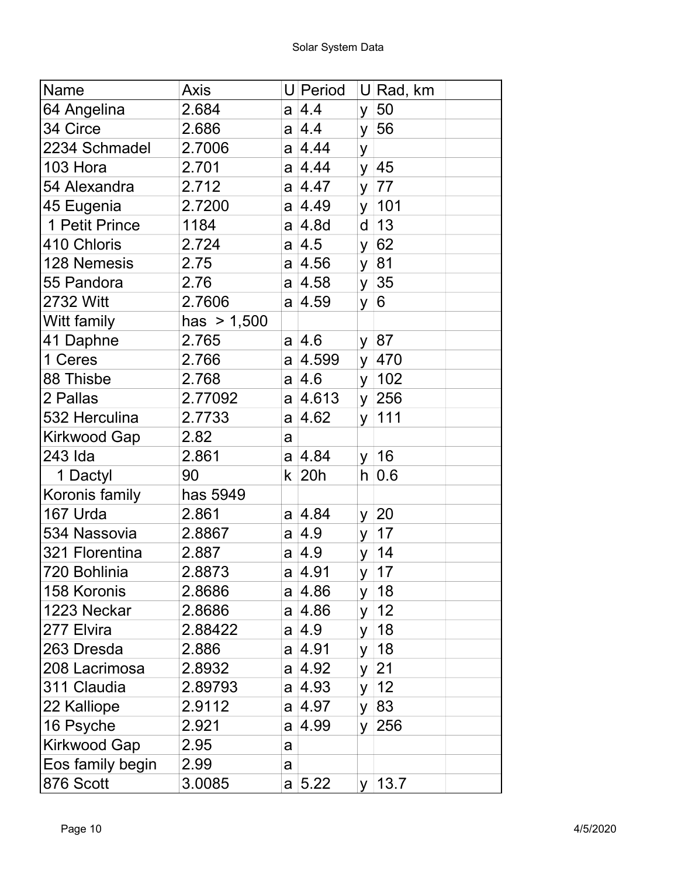| Name | Axis | U | Period | U | Rad, km | |
|---|---|---|---|---|---|---|
| 64 Angelina | 2.684 | a | 4.4 | y | 50 | |
| 34 Circe | 2.686 | a | 4.4 | y | 56 | |
| 2234 Schmadel | 2.7006 | a | 4.44 | y | | |
| 103 Hora | 2.701 | a | 4.44 | y | 45 | |
| 54 Alexandra | 2.712 | a | 4.47 | y | 77 | |
| 45 Eugenia | 2.7200 | a | 4.49 | y | 101 | |
| 1 Petit Prince | 1184 | a | 4.8d | d | 13 | |
| 410 Chloris | 2.724 | a | 4.5 | y | 62 | |
| 128 Nemesis | 2.75 | a | 4.56 | y | 81 | |
| 55 Pandora | 2.76 | a | 4.58 | y | 35 | |
| 2732 Witt | 2.7606 | a | 4.59 | y | 6 | |
| Witt family | has > 1,500 | | | | | |
| 41 Daphne | 2.765 | a | 4.6 | y | 87 | |
| 1 Ceres | 2.766 | a | 4.599 | y | 470 | |
| 88 Thisbe | 2.768 | a | 4.6 | y | 102 | |
| 2 Pallas | 2.77092 | a | 4.613 | y | 256 | |
| 532 Herculina | 2.7733 | a | 4.62 | y | 111 | |
| Kirkwood Gap | 2.82 | a | | | | |
| 243 Ida | 2.861 | a | 4.84 | y | 16 | |
| 1 Dactyl | 90 | k | 20h | h | 0.6 | |
| Koronis family | has 5949 | | | | | |
| 167 Urda | 2.861 | a | 4.84 | y | 20 | |
| 534 Nassovia | 2.8867 | a | 4.9 | y | 17 | |
| 321 Florentina | 2.887 | a | 4.9 | y | 14 | |
| 720 Bohlinia | 2.8873 | a | 4.91 | y | 17 | |
| 158 Koronis | 2.8686 | a | 4.86 | y | 18 | |
| 1223 Neckar | 2.8686 | a | 4.86 | y | 12 | |
| 277 Elvira | 2.88422 | a | 4.9 | y | 18 | |
| 263 Dresda | 2.886 | a | 4.91 | y | 18 | |
| 208 Lacrimosa | 2.8932 | a | 4.92 | y | 21 | |
| 311 Claudia | 2.89793 | a | 4.93 | y | 12 | |
| 22 Kalliope | 2.9112 | a | 4.97 | y | 83 | |
| 16 Psyche | 2.921 | a | 4.99 | y | 256 | |
| Kirkwood Gap | 2.95 | a | | | | |
| Eos family begin | 2.99 | a | | | | |
| 876 Scott | 3.0085 | a | 5.22 | y | 13.7 | |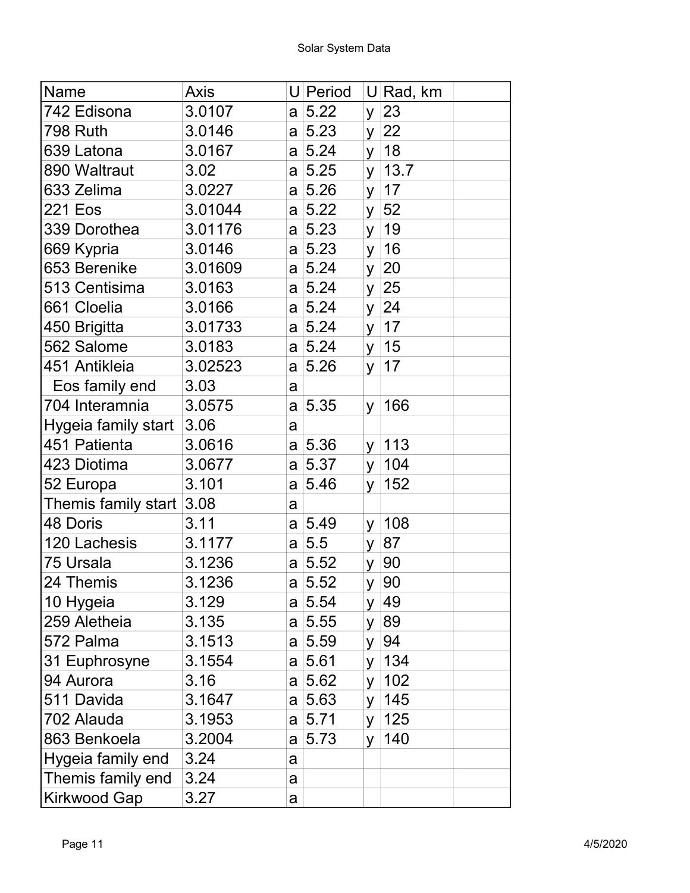| Name | Axis | U | Period | U | Rad, km | |
|---|---|---|---|---|---|---|
| 742 Edisona | 3.0107 | a | 5.22 | y | 23 | |
| 798 Ruth | 3.0146 | a | 5.23 | y | 22 | |
| 639 Latona | 3.0167 | a | 5.24 | y | 18 | |
| 890 Waltraut | 3.02 | a | 5.25 | y | 13.7 | |
| 633 Zelima | 3.0227 | a | 5.26 | y | 17 | |
| 221 Eos | 3.01044 | a | 5.22 | y | 52 | |
| 339 Dorothea | 3.01176 | a | 5.23 | y | 19 | |
| 669 Kypria | 3.0146 | a | 5.23 | y | 16 | |
| 653 Berenike | 3.01609 | a | 5.24 | y | 20 | |
| 513 Centisima | 3.0163 | a | 5.24 | y | 25 | |
| 661 Cloelia | 3.0166 | a | 5.24 | y | 24 | |
| 450 Brigitta | 3.01733 | a | 5.24 | y | 17 | |
| 562 Salome | 3.0183 | a | 5.24 | y | 15 | |
| 451 Antikleia | 3.02523 | a | 5.26 | y | 17 | |
| Eos family end | 3.03 | a | | | | |
| 704 Interamnia | 3.0575 | a | 5.35 | y | 166 | |
| Hygeia family start | 3.06 | a | | | | |
| 451 Patienta | 3.0616 | a | 5.36 | y | 113 | |
| 423 Diotima | 3.0677 | a | 5.37 | y | 104 | |
| 52 Europa | 3.101 | a | 5.46 | y | 152 | |
| Themis family start | 3.08 | a | | | | |
| 48 Doris | 3.11 | a | 5.49 | y | 108 | |
| 120 Lachesis | 3.1177 | a | 5.5 | y | 87 | |
| 75 Ursala | 3.1236 | a | 5.52 | y | 90 | |
| 24 Themis | 3.1236 | a | 5.52 | y | 90 | |
| 10 Hygeia | 3.129 | a | 5.54 | y | 49 | |
| 259 Aletheia | 3.135 | a | 5.55 | y | 89 | |
| 572 Palma | 3.1513 | a | 5.59 | y | 94 | |
| 31 Euphrosyne | 3.1554 | a | 5.61 | y | 134 | |
| 94 Aurora | 3.16 | a | 5.62 | y | 102 | |
| 511 Davida | 3.1647 | a | 5.63 | y | 145 | |
| 702 Alauda | 3.1953 | a | 5.71 | y | 125 | |
| 863 Benkoela | 3.2004 | a | 5.73 | y | 140 | |
| Hygeia family end | 3.24 | a | | | | |
| Themis family end | 3.24 | a | | | | |
| Kirkwood Gap | 3.27 | a | | | | |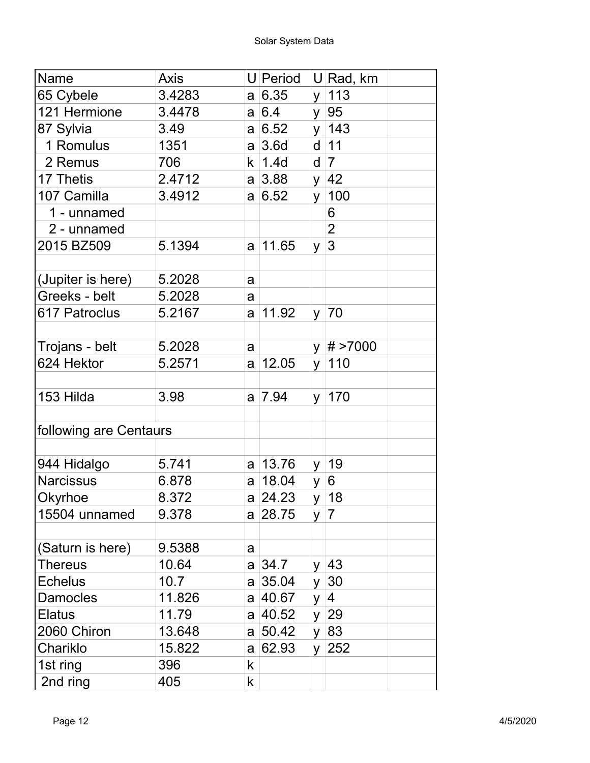Solar System Data

| Name | Axis | U | Period | U | Rad, km | |
|---|---|---|---|---|---|---|
| 65 Cybele | 3.4283 | a | 6.35 | y | 113 | |
| 121 Hermione | 3.4478 | a | 6.4 | y | 95 | |
| 87 Sylvia | 3.49 | a | 6.52 | y | 143 | |
| 1 Romulus | 1351 | a | 3.6d | d | 11 | |
| 2 Remus | 706 | k | 1.4d | d | 7 | |
| 17 Thetis | 2.4712 | a | 3.88 | y | 42 | |
| 107 Camilla | 3.4912 | a | 6.52 | y | 100 | |
| 1 - unnamed | | | | | 6 | |
| 2 - unnamed | | | | | 2 | |
| 2015 BZ509 | 5.1394 | a | 11.65 | y | 3 | |
| | | | | | | |
| (Jupiter is here) | 5.2028 | a | | | | |
| Greeks - belt | 5.2028 | a | | | | |
| 617 Patroclus | 5.2167 | a | 11.92 | y | 70 | |
| | | | | | | |
| Trojans - belt | 5.2028 | a | | y | # >7000 | |
| 624 Hektor | 5.2571 | a | 12.05 | y | 110 | |
| | | | | | | |
| 153 Hilda | 3.98 | a | 7.94 | y | 170 | |
| | | | | | | |
| following are Centaurs | | | | | | |
| | | | | | | |
| 944 Hidalgo | 5.741 | a | 13.76 | y | 19 | |
| Narcissus | 6.878 | a | 18.04 | y | 6 | |
| Okyrhoe | 8.372 | a | 24.23 | y | 18 | |
| 15504 unnamed | 9.378 | a | 28.75 | y | 7 | |
| | | | | | | |
| (Saturn is here) | 9.5388 | a | | | | |
| Thereus | 10.64 | a | 34.7 | y | 43 | |
| Echelus | 10.7 | a | 35.04 | y | 30 | |
| Damocles | 11.826 | a | 40.67 | y | 4 | |
| Elatus | 11.79 | a | 40.52 | y | 29 | |
| 2060 Chiron | 13.648 | a | 50.42 | y | 83 | |
| Chariklo | 15.822 | a | 62.93 | y | 252 | |
| 1st ring | 396 | k | | | | |
| 2nd ring | 405 | k | | | | |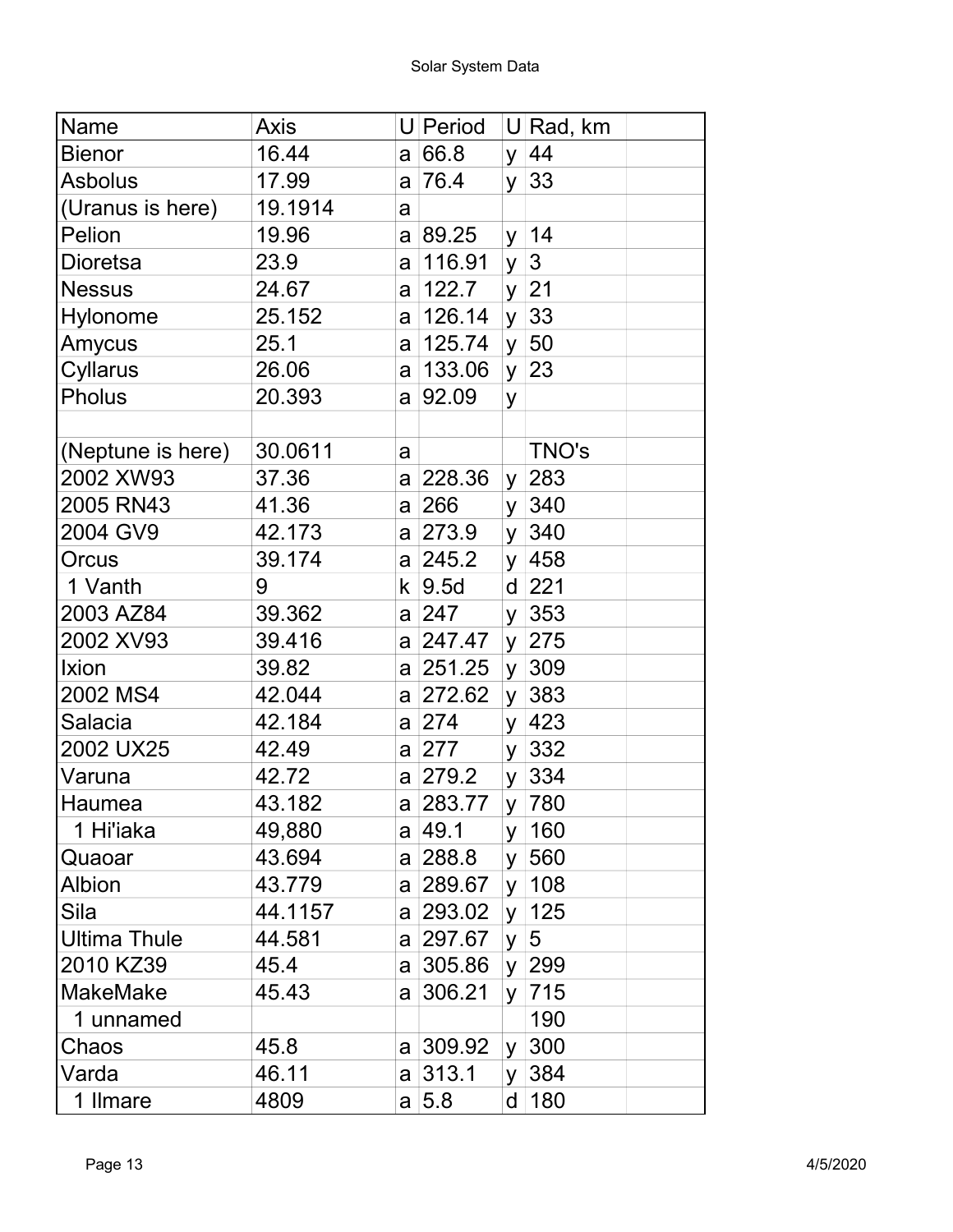| Name | Axis | U | Period | U | Rad, km | |
|---|---|---|---|---|---|---|
| Bienor | 16.44 | a | 66.8 | y | 44 | |
| Asbolus | 17.99 | a | 76.4 | y | 33 | |
| (Uranus is here) | 19.1914 | a | | | | |
| Pelion | 19.96 | a | 89.25 | y | 14 | |
| Dioretsa | 23.9 | a | 116.91 | y | 3 | |
| Nessus | 24.67 | a | 122.7 | y | 21 | |
| Hylonome | 25.152 | a | 126.14 | y | 33 | |
| Amycus | 25.1 | a | 125.74 | y | 50 | |
| Cyllarus | 26.06 | a | 133.06 | y | 23 | |
| Pholus | 20.393 | a | 92.09 | y | | |
| | | | | | | |
| (Neptune is here) | 30.0611 | a | | | TNO's | |
| 2002 XW93 | 37.36 | a | 228.36 | y | 283 | |
| 2005 RN43 | 41.36 | a | 266 | y | 340 | |
| 2004 GV9 | 42.173 | a | 273.9 | y | 340 | |
| Orcus | 39.174 | a | 245.2 | y | 458 | |
| 1 Vanth | 9 | k | 9.5d | d | 221 | |
| 2003 AZ84 | 39.362 | a | 247 | y | 353 | |
| 2002 XV93 | 39.416 | a | 247.47 | y | 275 | |
| Ixion | 39.82 | a | 251.25 | y | 309 | |
| 2002 MS4 | 42.044 | a | 272.62 | y | 383 | |
| Salacia | 42.184 | a | 274 | y | 423 | |
| 2002 UX25 | 42.49 | a | 277 | y | 332 | |
| Varuna | 42.72 | a | 279.2 | y | 334 | |
| Haumea | 43.182 | a | 283.77 | y | 780 | |
| 1 Hi'iaka | 49,880 | a | 49.1 | y | 160 | |
| Quaoar | 43.694 | a | 288.8 | y | 560 | |
| Albion | 43.779 | a | 289.67 | y | 108 | |
| Sila | 44.1157 | a | 293.02 | y | 125 | |
| Ultima Thule | 44.581 | a | 297.67 | y | 5 | |
| 2010 KZ39 | 45.4 | a | 305.86 | y | 299 | |
| MakeMake | 45.43 | a | 306.21 | y | 715 | |
| 1 unnamed | | | | | 190 | |
| Chaos | 45.8 | a | 309.92 | y | 300 | |
| Varda | 46.11 | a | 313.1 | y | 384 | |
| 1 Ilmare | 4809 | a | 5.8 | d | 180 | |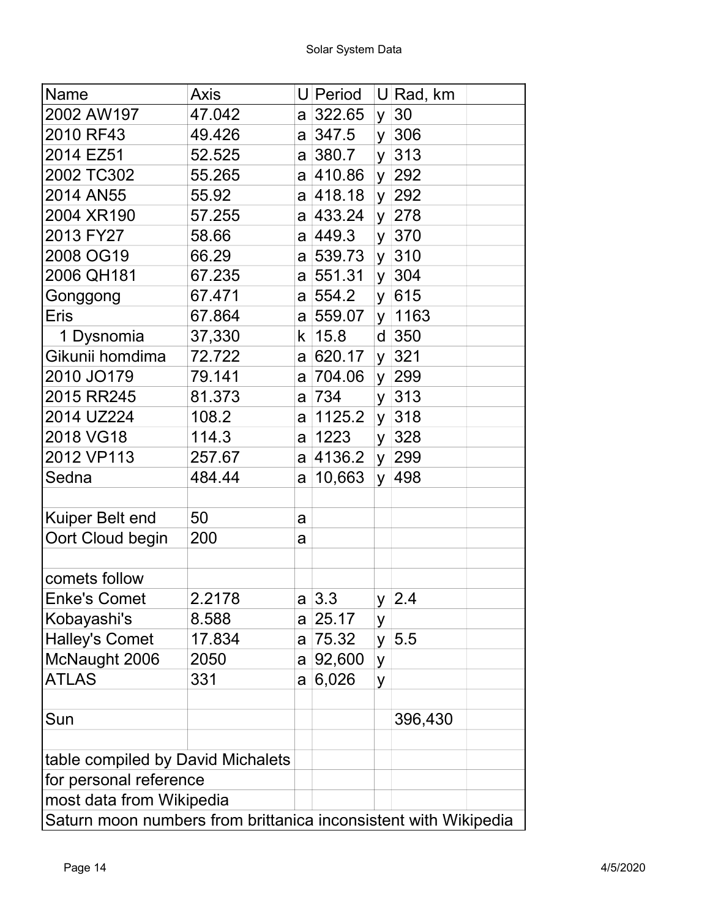| Name | Axis | U | Period | U | Rad, km | |
|---|---|---|---|---|---|---|
| 2002 AW197 | 47.042 | a | 322.65 | y | 30 | |
| 2010 RF43 | 49.426 | a | 347.5 | y | 306 | |
| 2014 EZ51 | 52.525 | a | 380.7 | y | 313 | |
| 2002 TC302 | 55.265 | a | 410.86 | y | 292 | |
| 2014 AN55 | 55.92 | a | 418.18 | y | 292 | |
| 2004 XR190 | 57.255 | a | 433.24 | y | 278 | |
| 2013 FY27 | 58.66 | a | 449.3 | y | 370 | |
| 2008 OG19 | 66.29 | a | 539.73 | y | 310 | |
| 2006 QH181 | 67.235 | a | 551.31 | y | 304 | |
| Gonggong | 67.471 | a | 554.2 | y | 615 | |
| Eris | 67.864 | a | 559.07 | y | 1163 | |
| 1 Dysnomia | 37,330 | k | 15.8 | d | 350 | |
| Gikunii homdima | 72.722 | a | 620.17 | y | 321 | |
| 2010 JO179 | 79.141 | a | 704.06 | y | 299 | |
| 2015 RR245 | 81.373 | a | 734 | y | 313 | |
| 2014 UZ224 | 108.2 | a | 1125.2 | y | 318 | |
| 2018 VG18 | 114.3 | a | 1223 | y | 328 | |
| 2012 VP113 | 257.67 | a | 4136.2 | y | 299 | |
| Sedna | 484.44 | a | 10,663 | y | 498 | |
| | | | | | | |
| Kuiper Belt end | 50 | a | | | | |
| Oort Cloud begin | 200 | a | | | | |
| | | | | | | |
| comets follow | | | | | | |
| Enke's Comet | 2.2178 | a | 3.3 | y | 2.4 | |
| Kobayashi's | 8.588 | a | 25.17 | y | | |
| Halley's Comet | 17.834 | a | 75.32 | y | 5.5 | |
| McNaught 2006 | 2050 | a | 92,600 | y | | |
| ATLAS | 331 | a | 6,026 | y | | |
| | | | | | | |
| Sun | | | | | 396,430 | |
| | | | | | | |
| table compiled by David Michalets | | | | | | |
| for personal reference | | | | | | |
| most data from Wikipedia | | | | | | |
| Saturn moon numbers from brittanica inconsistent with Wikipedia | | | | | | |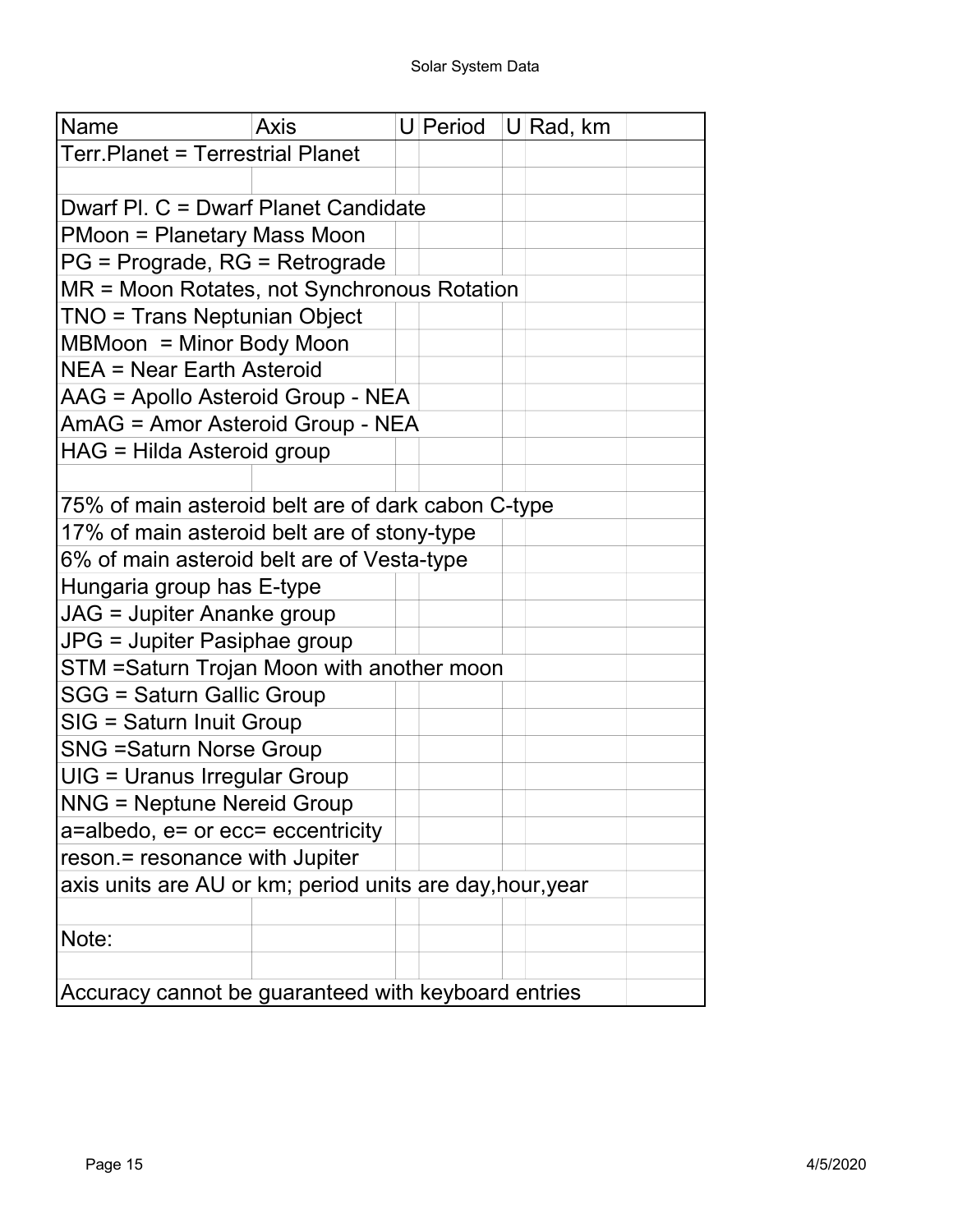| Name | Axis | U | Period | U | Rad, km | |
|---|---|---|---|---|---|---|
| Terr.Planet = Terrestrial Planet | | | | | | |
| | | | | | | |
| Dwarf Pl. C = Dwarf Planet Candidate | | | | | | |
| PMoon = Planetary Mass Moon | | | | | | |
| PG = Prograde, RG = Retrograde | | | | | | |
| MR = Moon Rotates, not Synchronous Rotation | | | | | | |
| TNO = Trans Neptunian Object | | | | | | |
| MBMoon = Minor Body Moon | | | | | | |
| NEA = Near Earth Asteroid | | | | | | |
| AAG = Apollo Asteroid Group - NEA | | | | | | |
| AmAG = Amor Asteroid Group - NEA | | | | | | |
| HAG = Hilda Asteroid group | | | | | | |
| | | | | | | |
| 75% of main asteroid belt are of dark cabon C-type | | | | | | |
| 17% of main asteroid belt are of stony-type | | | | | | |
| 6% of main asteroid belt are of Vesta-type | | | | | | |
| Hungaria group has E-type | | | | | | |
| JAG = Jupiter Ananke group | | | | | | |
| JPG = Jupiter Pasiphae group | | | | | | |
| STM =Saturn Trojan Moon with another moon | | | | | | |
| SGG = Saturn Gallic Group | | | | | | |
| SIG = Saturn Inuit Group | | | | | | |
| SNG =Saturn Norse Group | | | | | | |
| UIG = Uranus Irregular Group | | | | | | |
| NNG = Neptune Nereid Group | | | | | | |
| a=albedo, e= or ecc= eccentricity | | | | | | |
| reson.= resonance with Jupiter | | | | | | |
| axis units are AU or km; period units are day,hour,year | | | | | | |
| | | | | | | |
| Note: | | | | | | |
| | | | | | | |
| Accuracy cannot be guaranteed with keyboard entries | | | | | | |